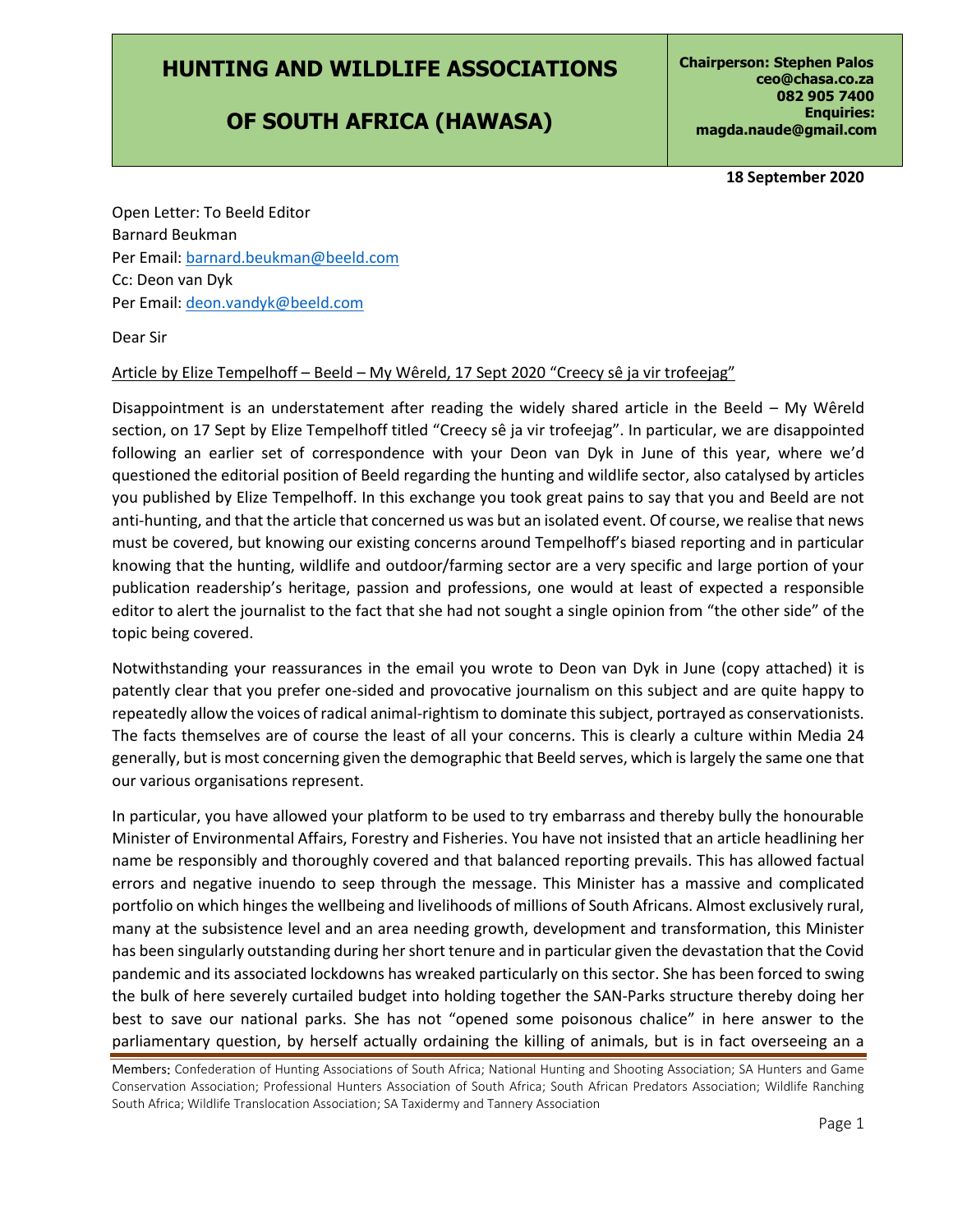# HUNTING AND WILDLIFE ASSOCIATIONS OF SOUTH AFRICA (HAWASA)

**Chairperson: Stephen Palos**
**ceo@chasa.co.za**
**082 905 7400**
**Enquiries:**
**magda.naude@gmail.com**

**18 September 2020**

Open Letter: To Beeld Editor
Barnard Beukman
Per Email: barnard.beukman@beeld.com
Cc: Deon van Dyk
Per Email: deon.vandyk@beeld.com

Dear Sir

Article by Elize Tempelhoff – Beeld – My Wêreld, 17 Sept 2020 "Creecy sê ja vir trofeejag"

Disappointment is an understatement after reading the widely shared article in the Beeld – My Wêreld section, on 17 Sept by Elize Tempelhoff titled "Creecy sê ja vir trofeejag". In particular, we are disappointed following an earlier set of correspondence with your Deon van Dyk in June of this year, where we'd questioned the editorial position of Beeld regarding the hunting and wildlife sector, also catalysed by articles you published by Elize Tempelhoff. In this exchange you took great pains to say that you and Beeld are not anti-hunting, and that the article that concerned us was but an isolated event. Of course, we realise that news must be covered, but knowing our existing concerns around Tempelhoff's biased reporting and in particular knowing that the hunting, wildlife and outdoor/farming sector are a very specific and large portion of your publication readership's heritage, passion and professions, one would at least of expected a responsible editor to alert the journalist to the fact that she had not sought a single opinion from "the other side" of the topic being covered.

Notwithstanding your reassurances in the email you wrote to Deon van Dyk in June (copy attached) it is patently clear that you prefer one-sided and provocative journalism on this subject and are quite happy to repeatedly allow the voices of radical animal-rightism to dominate this subject, portrayed as conservationists. The facts themselves are of course the least of all your concerns. This is clearly a culture within Media 24 generally, but is most concerning given the demographic that Beeld serves, which is largely the same one that our various organisations represent.

In particular, you have allowed your platform to be used to try embarrass and thereby bully the honourable Minister of Environmental Affairs, Forestry and Fisheries. You have not insisted that an article headlining her name be responsibly and thoroughly covered and that balanced reporting prevails. This has allowed factual errors and negative inuendo to seep through the message. This Minister has a massive and complicated portfolio on which hinges the wellbeing and livelihoods of millions of South Africans. Almost exclusively rural, many at the subsistence level and an area needing growth, development and transformation, this Minister has been singularly outstanding during her short tenure and in particular given the devastation that the Covid pandemic and its associated lockdowns has wreaked particularly on this sector. She has been forced to swing the bulk of here severely curtailed budget into holding together the SAN-Parks structure thereby doing her best to save our national parks. She has not "opened some poisonous chalice" in here answer to the parliamentary question, by herself actually ordaining the killing of animals, but is in fact overseeing an a

Members: Confederation of Hunting Associations of South Africa; National Hunting and Shooting Association; SA Hunters and Game Conservation Association; Professional Hunters Association of South Africa; South African Predators Association; Wildlife Ranching South Africa; Wildlife Translocation Association; SA Taxidermy and Tannery Association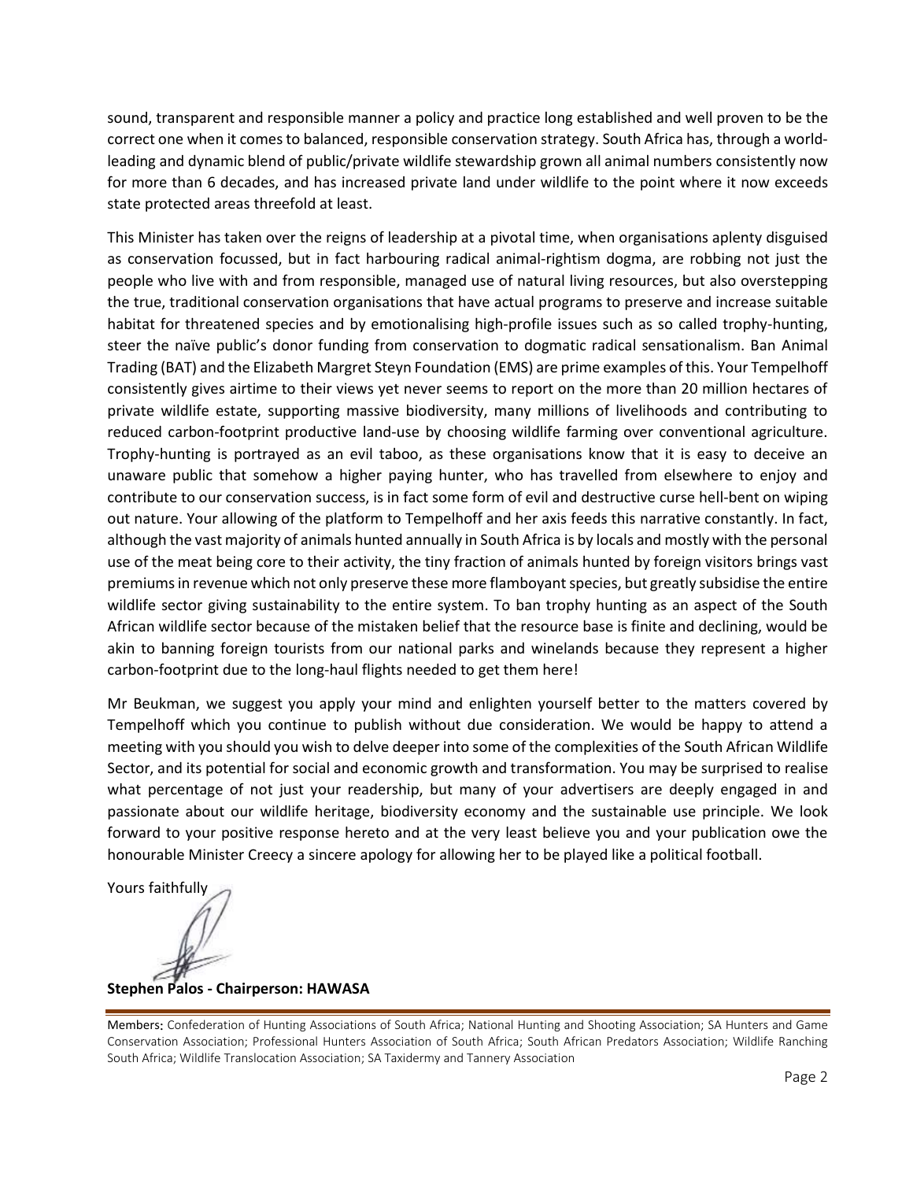sound, transparent and responsible manner a policy and practice long established and well proven to be the correct one when it comes to balanced, responsible conservation strategy. South Africa has, through a world-leading and dynamic blend of public/private wildlife stewardship grown all animal numbers consistently now for more than 6 decades, and has increased private land under wildlife to the point where it now exceeds state protected areas threefold at least.

This Minister has taken over the reigns of leadership at a pivotal time, when organisations aplenty disguised as conservation focussed, but in fact harbouring radical animal-rightism dogma, are robbing not just the people who live with and from responsible, managed use of natural living resources, but also overstepping the true, traditional conservation organisations that have actual programs to preserve and increase suitable habitat for threatened species and by emotionalising high-profile issues such as so called trophy-hunting, steer the naïve public's donor funding from conservation to dogmatic radical sensationalism. Ban Animal Trading (BAT) and the Elizabeth Margret Steyn Foundation (EMS) are prime examples of this. Your Tempelhoff consistently gives airtime to their views yet never seems to report on the more than 20 million hectares of private wildlife estate, supporting massive biodiversity, many millions of livelihoods and contributing to reduced carbon-footprint productive land-use by choosing wildlife farming over conventional agriculture. Trophy-hunting is portrayed as an evil taboo, as these organisations know that it is easy to deceive an unaware public that somehow a higher paying hunter, who has travelled from elsewhere to enjoy and contribute to our conservation success, is in fact some form of evil and destructive curse hell-bent on wiping out nature. Your allowing of the platform to Tempelhoff and her axis feeds this narrative constantly. In fact, although the vast majority of animals hunted annually in South Africa is by locals and mostly with the personal use of the meat being core to their activity, the tiny fraction of animals hunted by foreign visitors brings vast premiums in revenue which not only preserve these more flamboyant species, but greatly subsidise the entire wildlife sector giving sustainability to the entire system. To ban trophy hunting as an aspect of the South African wildlife sector because of the mistaken belief that the resource base is finite and declining, would be akin to banning foreign tourists from our national parks and winelands because they represent a higher carbon-footprint due to the long-haul flights needed to get them here!

Mr Beukman, we suggest you apply your mind and enlighten yourself better to the matters covered by Tempelhoff which you continue to publish without due consideration. We would be happy to attend a meeting with you should you wish to delve deeper into some of the complexities of the South African Wildlife Sector, and its potential for social and economic growth and transformation. You may be surprised to realise what percentage of not just your readership, but many of your advertisers are deeply engaged in and passionate about our wildlife heritage, biodiversity economy and the sustainable use principle. We look forward to your positive response hereto and at the very least believe you and your publication owe the honourable Minister Creecy a sincere apology for allowing her to be played like a political football.

Yours faithfully

**Stephen Palos - Chairperson: HAWASA**

Members: Confederation of Hunting Associations of South Africa; National Hunting and Shooting Association; SA Hunters and Game Conservation Association; Professional Hunters Association of South Africa; South African Predators Association; Wildlife Ranching South Africa; Wildlife Translocation Association; SA Taxidermy and Tannery Association